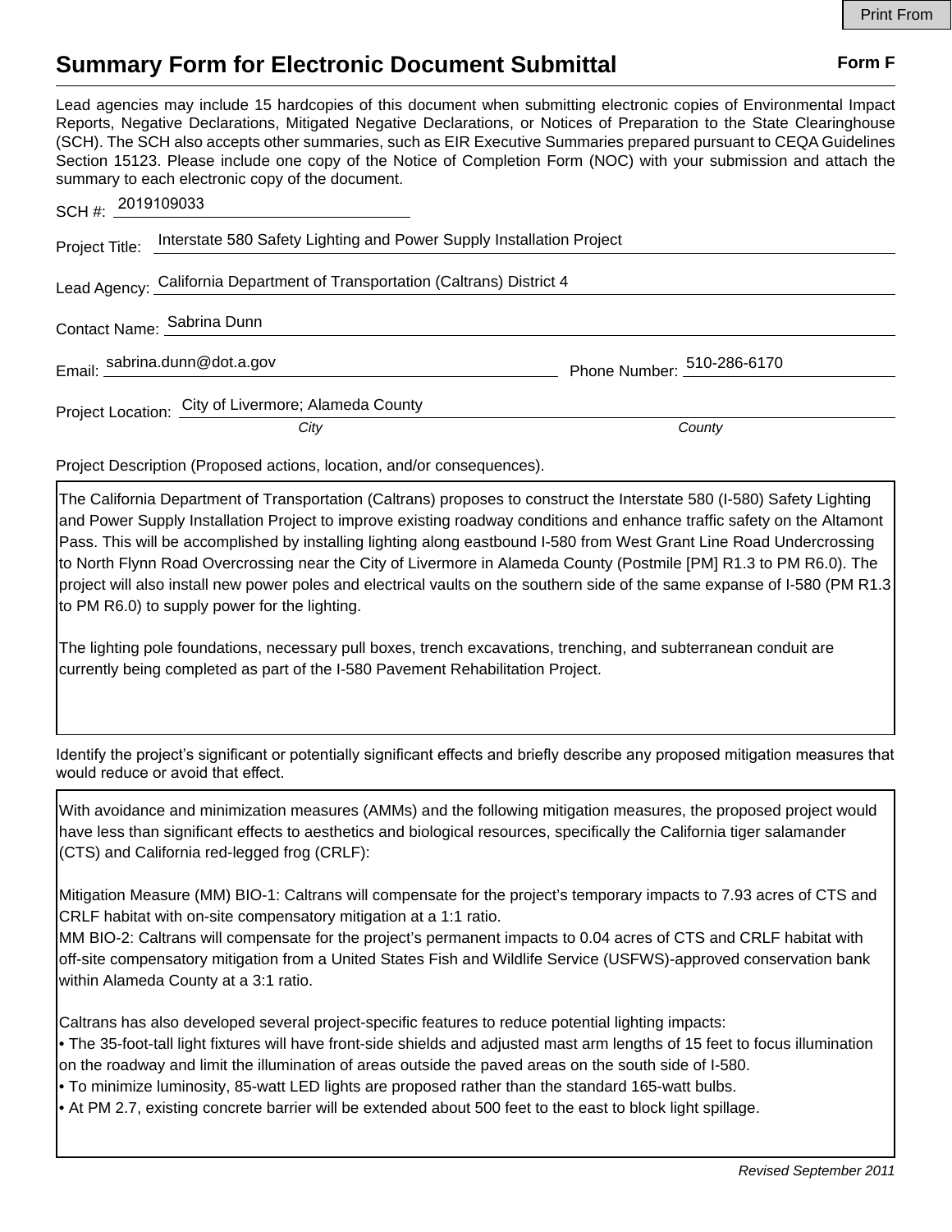Print From

# Summary Form for Electronic Document Submittal

**Form F**

Lead agencies may include 15 hardcopies of this document when submitting electronic copies of Environmental Impact Reports, Negative Declarations, Mitigated Negative Declarations, or Notices of Preparation to the State Clearinghouse (SCH). The SCH also accepts other summaries, such as EIR Executive Summaries prepared pursuant to CEQA Guidelines Section 15123. Please include one copy of the Notice of Completion Form (NOC) with your submission and attach the summary to each electronic copy of the document.

SCH #: 2019109033

Project Title: Interstate 580 Safety Lighting and Power Supply Installation Project

Lead Agency: California Department of Transportation (Caltrans) District 4

Contact Name: Sabrina Dunn

Email: sabrina.dunn@dot.a.gov    Phone Number: 510-286-6170

Project Location: City of Livermore; Alameda County
*City*    *County*

Project Description (Proposed actions, location, and/or consequences).

The California Department of Transportation (Caltrans) proposes to construct the Interstate 580 (I-580) Safety Lighting and Power Supply Installation Project to improve existing roadway conditions and enhance traffic safety on the Altamont Pass. This will be accomplished by installing lighting along eastbound I-580 from West Grant Line Road Undercrossing to North Flynn Road Overcrossing near the City of Livermore in Alameda County (Postmile [PM] R1.3 to PM R6.0). The project will also install new power poles and electrical vaults on the southern side of the same expanse of I-580 (PM R1.3 to PM R6.0) to supply power for the lighting.

The lighting pole foundations, necessary pull boxes, trench excavations, trenching, and subterranean conduit are currently being completed as part of the I-580 Pavement Rehabilitation Project.

Identify the project's significant or potentially significant effects and briefly describe any proposed mitigation measures that would reduce or avoid that effect.

With avoidance and minimization measures (AMMs) and the following mitigation measures, the proposed project would have less than significant effects to aesthetics and biological resources, specifically the California tiger salamander (CTS) and California red-legged frog (CRLF):

Mitigation Measure (MM) BIO-1: Caltrans will compensate for the project's temporary impacts to 7.93 acres of CTS and CRLF habitat with on-site compensatory mitigation at a 1:1 ratio.
MM BIO-2: Caltrans will compensate for the project's permanent impacts to 0.04 acres of CTS and CRLF habitat with off-site compensatory mitigation from a United States Fish and Wildlife Service (USFWS)-approved conservation bank within Alameda County at a 3:1 ratio.

Caltrans has also developed several project-specific features to reduce potential lighting impacts:
- The 35-foot-tall light fixtures will have front-side shields and adjusted mast arm lengths of 15 feet to focus illumination on the roadway and limit the illumination of areas outside the paved areas on the south side of I-580.
- To minimize luminosity, 85-watt LED lights are proposed rather than the standard 165-watt bulbs.
- At PM 2.7, existing concrete barrier will be extended about 500 feet to the east to block light spillage.

*Revised September 2011*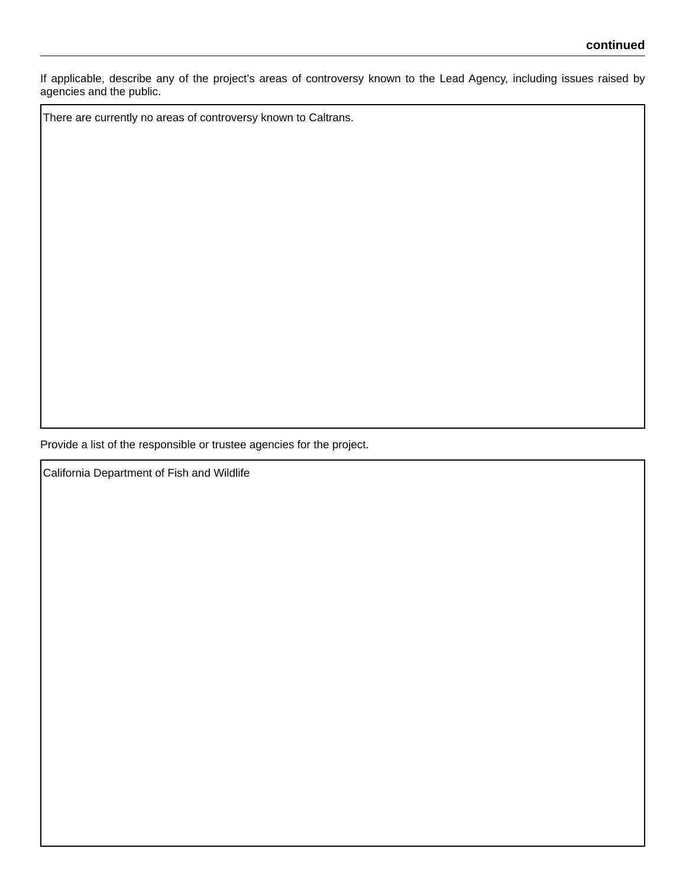**continued**

If applicable, describe any of the project's areas of controversy known to the Lead Agency, including issues raised by agencies and the public.

| |
|---|
| There are currently no areas of controversy known to Caltrans. |

Provide a list of the responsible or trustee agencies for the project.

| |
|---|
| California Department of Fish and Wildlife |